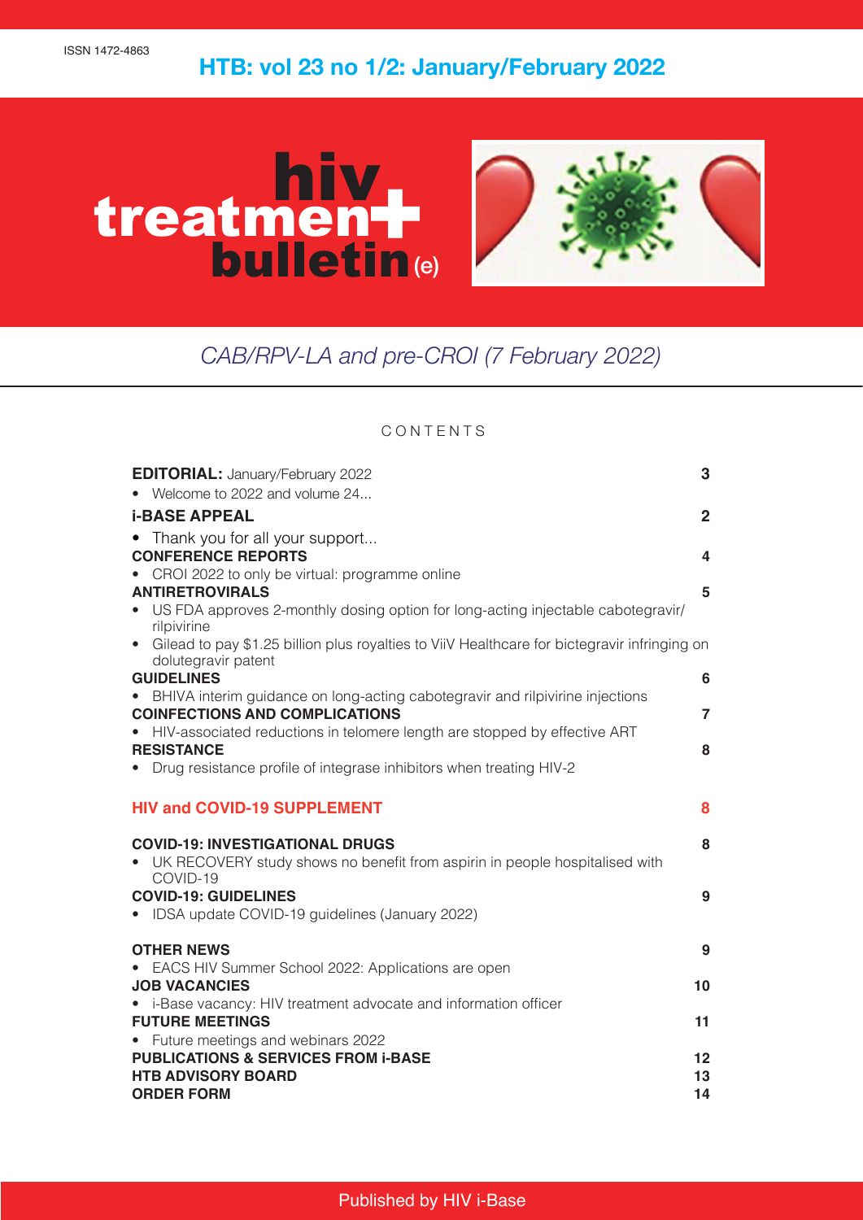ISSN 1472-4863

# HTB: vol 23 no 1/2: January/February 2022

**hiv treatment bulletin (e)**

*CAB/RPV-LA and pre-CROI (7 February 2022)*

## CONTENTS

| | |
|---|---|
| **EDITORIAL:** January/February 2022 | **3** |
| • Welcome to 2022 and volume 24... | |
| **i-BASE APPEAL** | **2** |
| • Thank you for all your support... | |
| **CONFERENCE REPORTS** | **4** |
| • CROI 2022 to only be virtual: programme online | |
| **ANTIRETROVIRALS** | **5** |
| • US FDA approves 2-monthly dosing option for long-acting injectable cabotegravir/ rilpivirine | |
| • Gilead to pay $1.25 billion plus royalties to ViiV Healthcare for bictegravir infringing on dolutegravir patent | |
| **GUIDELINES** | **6** |
| • BHIVA interim guidance on long-acting cabotegravir and rilpivirine injections | |
| **COINFECTIONS AND COMPLICATIONS** | **7** |
| • HIV-associated reductions in telomere length are stopped by effective ART | |
| **RESISTANCE** | **8** |
| • Drug resistance profile of integrase inhibitors when treating HIV-2 | |
| **HIV and COVID-19 SUPPLEMENT** | **8** |
| **COVID-19: INVESTIGATIONAL DRUGS** | **8** |
| • UK RECOVERY study shows no benefit from aspirin in people hospitalised with COVID-19 | |
| **COVID-19: GUIDELINES** | **9** |
| • IDSA update COVID-19 guidelines (January 2022) | |
| **OTHER NEWS** | **9** |
| • EACS HIV Summer School 2022: Applications are open | |
| **JOB VACANCIES** | **10** |
| • i-Base vacancy: HIV treatment advocate and information officer | |
| **FUTURE MEETINGS** | **11** |
| • Future meetings and webinars 2022 | |
| **PUBLICATIONS & SERVICES FROM i-BASE** | **12** |
| **HTB ADVISORY BOARD** | **13** |
| **ORDER FORM** | **14** |

Published by HIV i-Base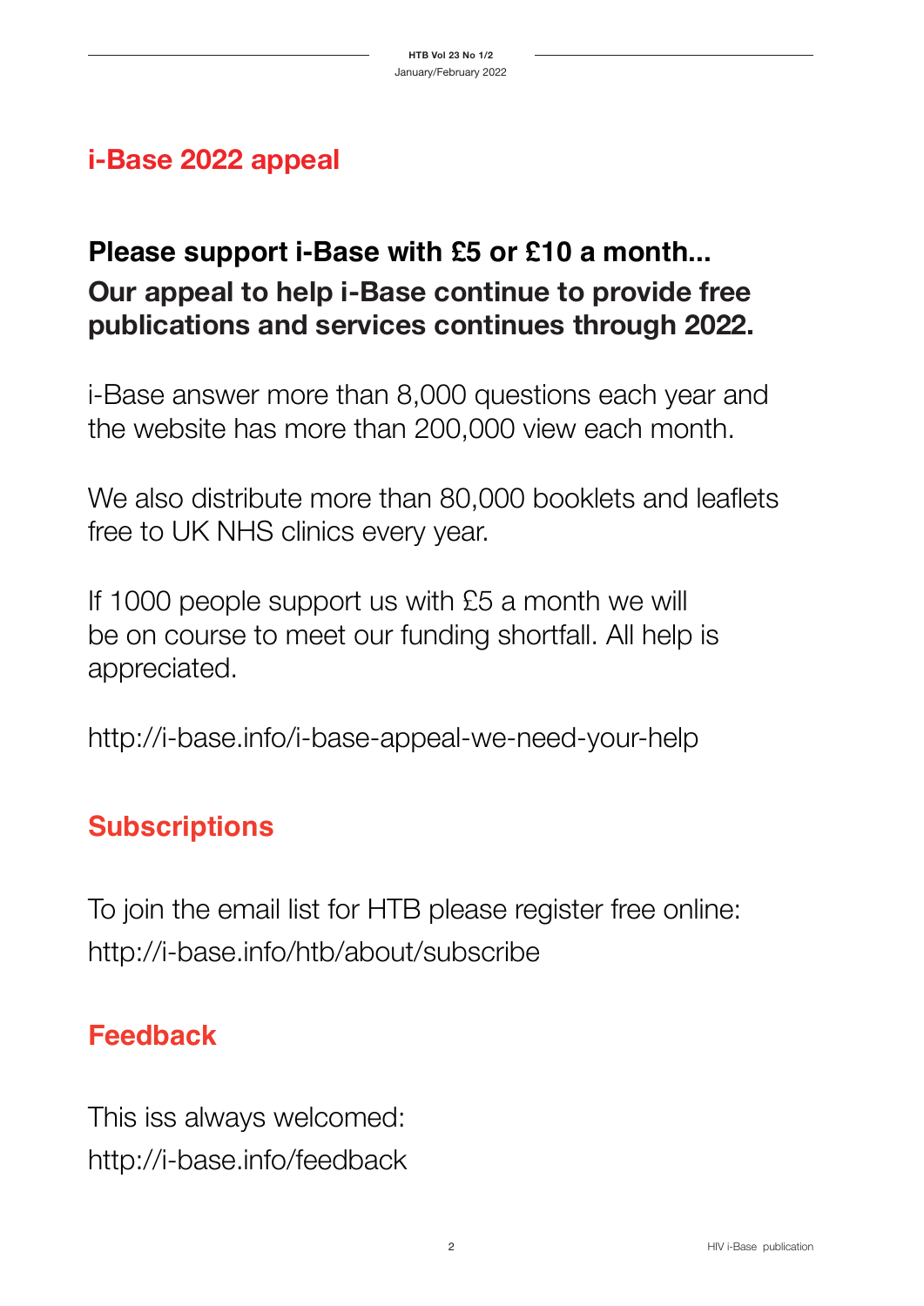## i-Base 2022 appeal

**Please support i-Base with £5 or £10 a month...**

**Our appeal to help i-Base continue to provide free publications and services continues through 2022.**

i-Base answer more than 8,000 questions each year and the website has more than 200,000 view each month.

We also distribute more than 80,000 booklets and leaflets free to UK NHS clinics every year.

If 1000 people support us with £5 a month we will be on course to meet our funding shortfall. All help is appreciated.

http://i-base.info/i-base-appeal-we-need-your-help

## Subscriptions

To join the email list for HTB please register free online:
http://i-base.info/htb/about/subscribe

## Feedback

This iss always welcomed:
http://i-base.info/feedback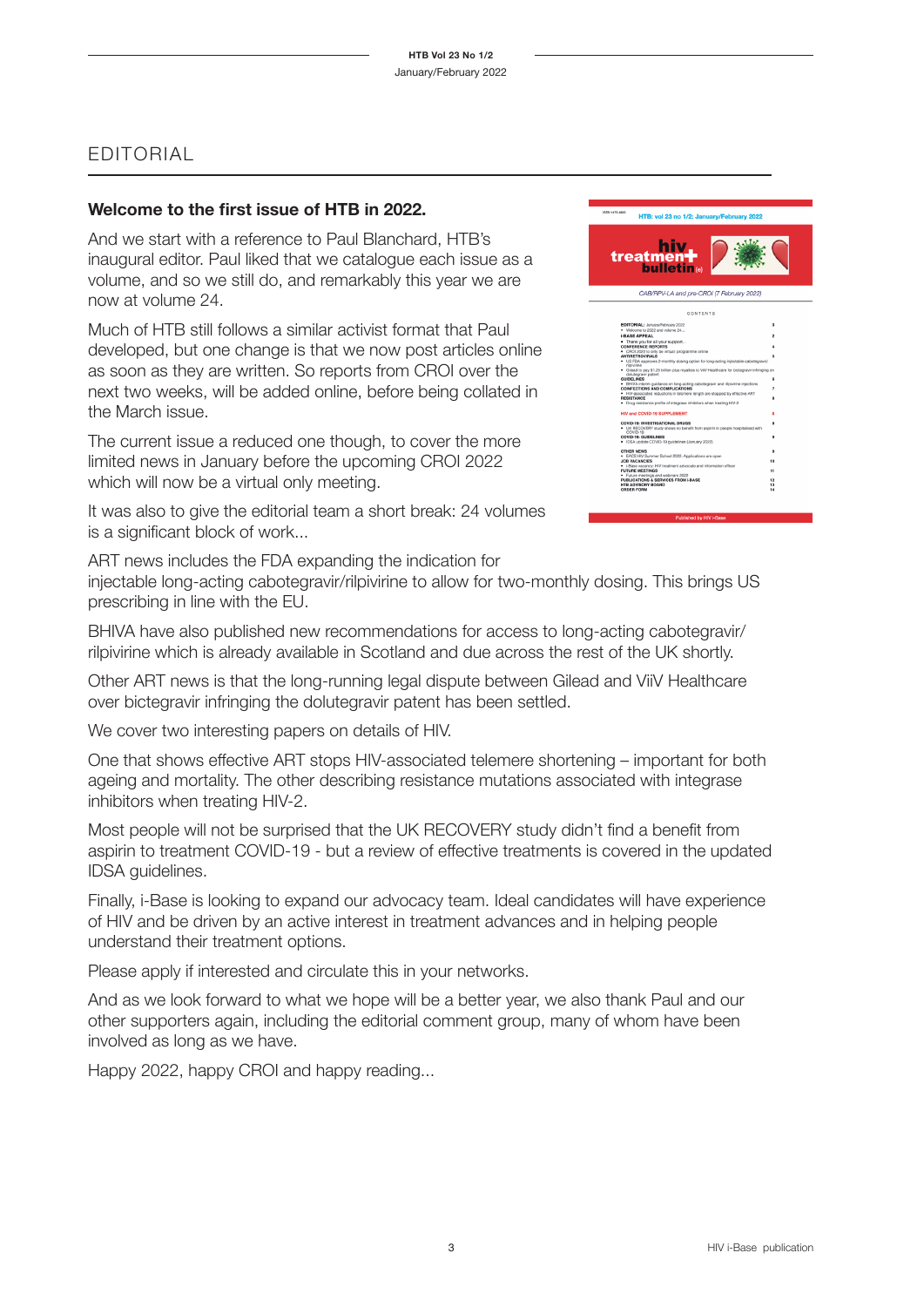# EDITORIAL

**Welcome to the first issue of HTB in 2022.**

And we start with a reference to Paul Blanchard, HTB's inaugural editor. Paul liked that we catalogue each issue as a volume, and so we still do, and remarkably this year we are now at volume 24.

Much of HTB still follows a similar activist format that Paul developed, but one change is that we now post articles online as soon as they are written. So reports from CROI over the next two weeks, will be added online, before being collated in the March issue.

The current issue a reduced one though, to cover the more limited news in January before the upcoming CROI 2022 which will now be a virtual only meeting.

It was also to give the editorial team a short break: 24 volumes is a significant block of work...

ART news includes the FDA expanding the indication for injectable long-acting cabotegravir/rilpivirine to allow for two-monthly dosing. This brings US prescribing in line with the EU.

BHIVA have also published new recommendations for access to long-acting cabotegravir/rilpivirine which is already available in Scotland and due across the rest of the UK shortly.

Other ART news is that the long-running legal dispute between Gilead and ViiV Healthcare over bictegravir infringing the dolutegravir patent has been settled.

We cover two interesting papers on details of HIV.

One that shows effective ART stops HIV-associated telemere shortening – important for both ageing and mortality. The other describing resistance mutations associated with integrase inhibitors when treating HIV-2.

Most people will not be surprised that the UK RECOVERY study didn't find a benefit from aspirin to treatment COVID-19 - but a review of effective treatments is covered in the updated IDSA guidelines.

Finally, i-Base is looking to expand our advocacy team. Ideal candidates will have experience of HIV and be driven by an active interest in treatment advances and in helping people understand their treatment options.

Please apply if interested and circulate this in your networks.

And as we look forward to what we hope will be a better year, we also thank Paul and our other supporters again, including the editorial comment group, many of whom have been involved as long as we have.

Happy 2022, happy CROI and happy reading...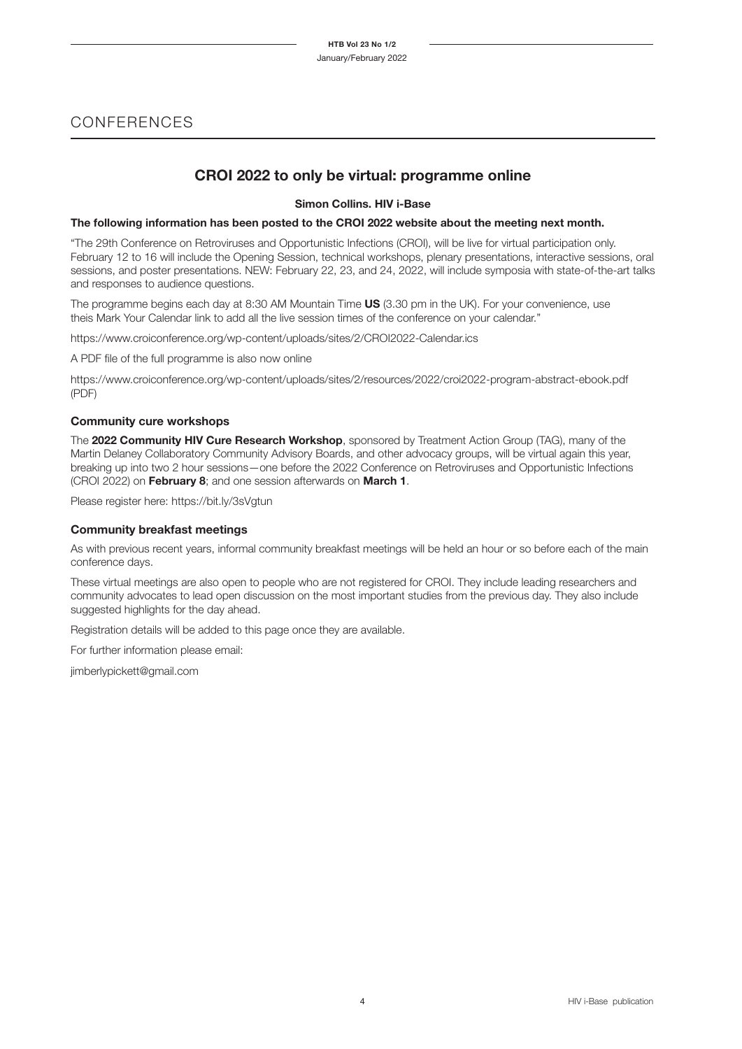# CONFERENCES

## CROI 2022 to only be virtual: programme online

**Simon Collins. HIV i-Base**

**The following information has been posted to the CROI 2022 website about the meeting next month.**

"The 29th Conference on Retroviruses and Opportunistic Infections (CROI), will be live for virtual participation only. February 12 to 16 will include the Opening Session, technical workshops, plenary presentations, interactive sessions, oral sessions, and poster presentations. NEW: February 22, 23, and 24, 2022, will include symposia with state-of-the-art talks and responses to audience questions.

The programme begins each day at 8:30 AM Mountain Time **US** (3.30 pm in the UK). For your convenience, use theis Mark Your Calendar link to add all the live session times of the conference on your calendar."

https://www.croiconference.org/wp-content/uploads/sites/2/CROI2022-Calendar.ics

A PDF file of the full programme is also now online

https://www.croiconference.org/wp-content/uploads/sites/2/resources/2022/croi2022-program-abstract-ebook.pdf (PDF)

### Community cure workshops

The **2022 Community HIV Cure Research Workshop**, sponsored by Treatment Action Group (TAG), many of the Martin Delaney Collaboratory Community Advisory Boards, and other advocacy groups, will be virtual again this year, breaking up into two 2 hour sessions—one before the 2022 Conference on Retroviruses and Opportunistic Infections (CROI 2022) on **February 8**; and one session afterwards on **March 1**.

Please register here: https://bit.ly/3sVgtun

### Community breakfast meetings

As with previous recent years, informal community breakfast meetings will be held an hour or so before each of the main conference days.

These virtual meetings are also open to people who are not registered for CROI. They include leading researchers and community advocates to lead open discussion on the most important studies from the previous day. They also include suggested highlights for the day ahead.

Registration details will be added to this page once they are available.

For further information please email:

jimberlypickett@gmail.com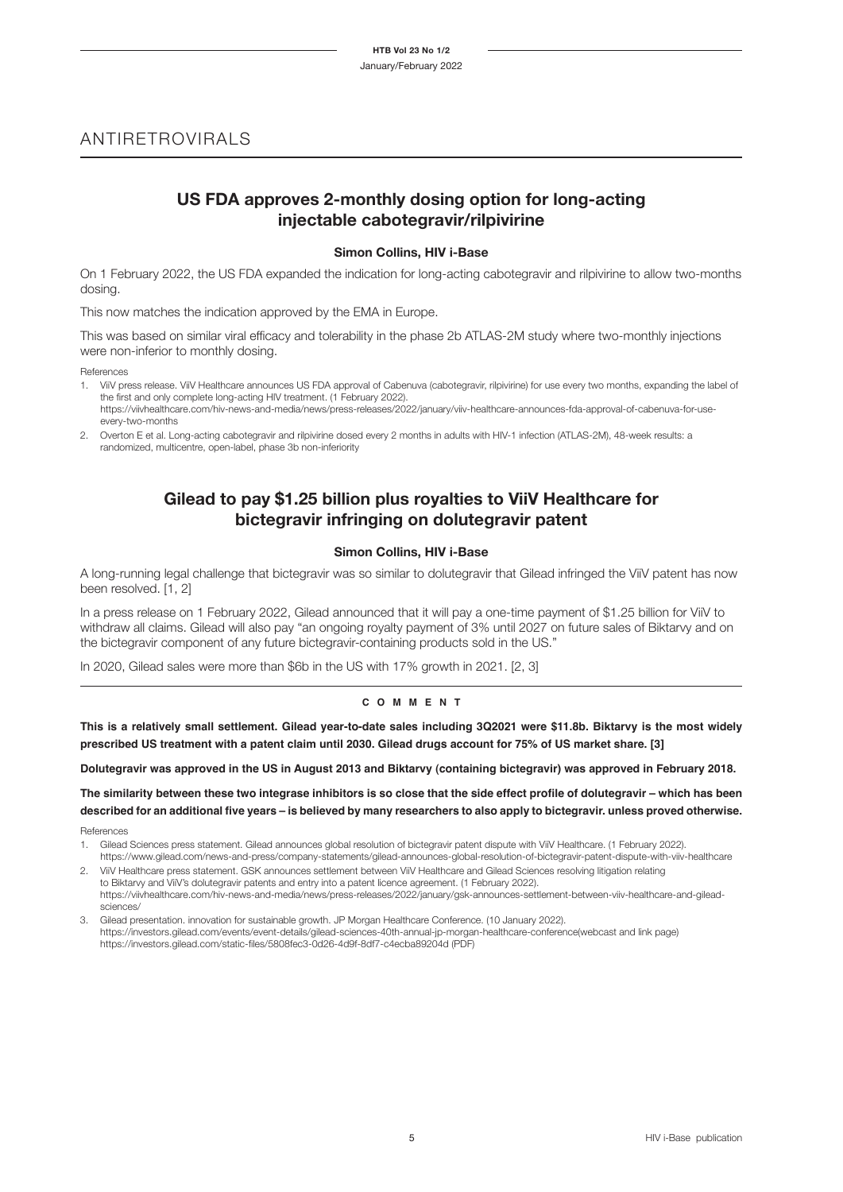# ANTIRETROVIRALS

## US FDA approves 2-monthly dosing option for long-acting injectable cabotegravir/rilpivirine

**Simon Collins, HIV i-Base**

On 1 February 2022, the US FDA expanded the indication for long-acting cabotegravir and rilpivirine to allow two-months dosing.

This now matches the indication approved by the EMA in Europe.

This was based on similar viral efficacy and tolerability in the phase 2b ATLAS-2M study where two-monthly injections were non-inferior to monthly dosing.

References

1. ViiV press release. ViiV Healthcare announces US FDA approval of Cabenuva (cabotegravir, rilpivirine) for use every two months, expanding the label of the first and only complete long-acting HIV treatment. (1 February 2022). https://viivhealthcare.com/hiv-news-and-media/news/press-releases/2022/january/viiv-healthcare-announces-fda-approval-of-cabenuva-for-use-every-two-months
2. Overton E et al. Long-acting cabotegravir and rilpivirine dosed every 2 months in adults with HIV-1 infection (ATLAS-2M), 48-week results: a randomized, multicentre, open-label, phase 3b non-inferiority

## Gilead to pay $1.25 billion plus royalties to ViiV Healthcare for bictegravir infringing on dolutegravir patent

**Simon Collins, HIV i-Base**

A long-running legal challenge that bictegravir was so similar to dolutegravir that Gilead infringed the ViiV patent has now been resolved. [1, 2]

In a press release on 1 February 2022, Gilead announced that it will pay a one-time payment of $1.25 billion for ViiV to withdraw all claims. Gilead will also pay "an ongoing royalty payment of 3% until 2027 on future sales of Biktarvy and on the bictegravir component of any future bictegravir-containing products sold in the US."

In 2020, Gilead sales were more than $6b in the US with 17% growth in 2021. [2, 3]

**COMMENT**

**This is a relatively small settlement. Gilead year-to-date sales including 3Q2021 were $11.8b. Biktarvy is the most widely prescribed US treatment with a patent claim until 2030. Gilead drugs account for 75% of US market share. [3]**

**Dolutegravir was approved in the US in August 2013 and Biktarvy (containing bictegravir) was approved in February 2018.**

**The similarity between these two integrase inhibitors is so close that the side effect profile of dolutegravir – which has been described for an additional five years – is believed by many researchers to also apply to bictegravir. unless proved otherwise.**

References

1. Gilead Sciences press statement. Gilead announces global resolution of bictegravir patent dispute with ViiV Healthcare. (1 February 2022). https://www.gilead.com/news-and-press/company-statements/gilead-announces-global-resolution-of-bictegravir-patent-dispute-with-viiv-healthcare
2. ViiV Healthcare press statement. GSK announces settlement between ViiV Healthcare and Gilead Sciences resolving litigation relating to Biktarvy and ViiV's dolutegravir patents and entry into a patent licence agreement. (1 February 2022). https://viivhealthcare.com/hiv-news-and-media/news/press-releases/2022/january/gsk-announces-settlement-between-viiv-healthcare-and-gilead-sciences/
3. Gilead presentation. innovation for sustainable growth. JP Morgan Healthcare Conference. (10 January 2022). https://investors.gilead.com/events/event-details/gilead-sciences-40th-annual-jp-morgan-healthcare-conference(webcast and link page) https://investors.gilead.com/static-files/5808fec3-0d26-4d9f-8df7-c4ecba89204d (PDF)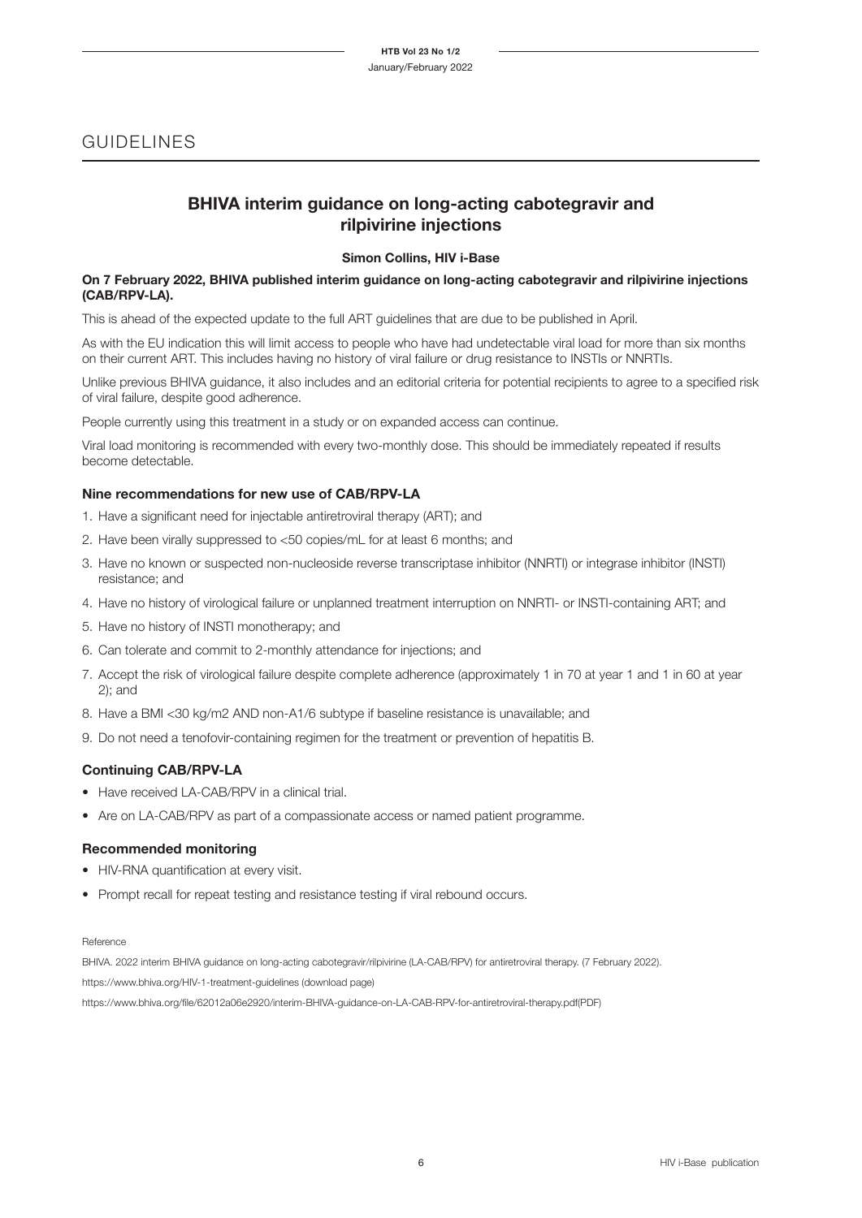# GUIDELINES

## BHIVA interim guidance on long-acting cabotegravir and rilpivirine injections

**Simon Collins, HIV i-Base**

**On 7 February 2022, BHIVA published interim guidance on long-acting cabotegravir and rilpivirine injections (CAB/RPV-LA).**

This is ahead of the expected update to the full ART guidelines that are due to be published in April.

As with the EU indication this will limit access to people who have had undetectable viral load for more than six months on their current ART. This includes having no history of viral failure or drug resistance to INSTIs or NNRTIs.

Unlike previous BHIVA guidance, it also includes and an editorial criteria for potential recipients to agree to a specified risk of viral failure, despite good adherence.

People currently using this treatment in a study or on expanded access can continue.

Viral load monitoring is recommended with every two-monthly dose. This should be immediately repeated if results become detectable.

### Nine recommendations for new use of CAB/RPV-LA

1. Have a significant need for injectable antiretroviral therapy (ART); and
2. Have been virally suppressed to <50 copies/mL for at least 6 months; and
3. Have no known or suspected non-nucleoside reverse transcriptase inhibitor (NNRTI) or integrase inhibitor (INSTI) resistance; and
4. Have no history of virological failure or unplanned treatment interruption on NNRTI- or INSTI-containing ART; and
5. Have no history of INSTI monotherapy; and
6. Can tolerate and commit to 2-monthly attendance for injections; and
7. Accept the risk of virological failure despite complete adherence (approximately 1 in 70 at year 1 and 1 in 60 at year 2); and
8. Have a BMI <30 kg/m2 AND non-A1/6 subtype if baseline resistance is unavailable; and
9. Do not need a tenofovir-containing regimen for the treatment or prevention of hepatitis B.

### Continuing CAB/RPV-LA

- Have received LA-CAB/RPV in a clinical trial.
- Are on LA-CAB/RPV as part of a compassionate access or named patient programme.

### Recommended monitoring

- HIV-RNA quantification at every visit.
- Prompt recall for repeat testing and resistance testing if viral rebound occurs.

Reference

BHIVA. 2022 interim BHIVA guidance on long-acting cabotegravir/rilpivirine (LA-CAB/RPV) for antiretroviral therapy. (7 February 2022).

https://www.bhiva.org/HIV-1-treatment-guidelines (download page)

https://www.bhiva.org/file/62012a06e2920/interim-BHIVA-guidance-on-LA-CAB-RPV-for-antiretroviral-therapy.pdf(PDF)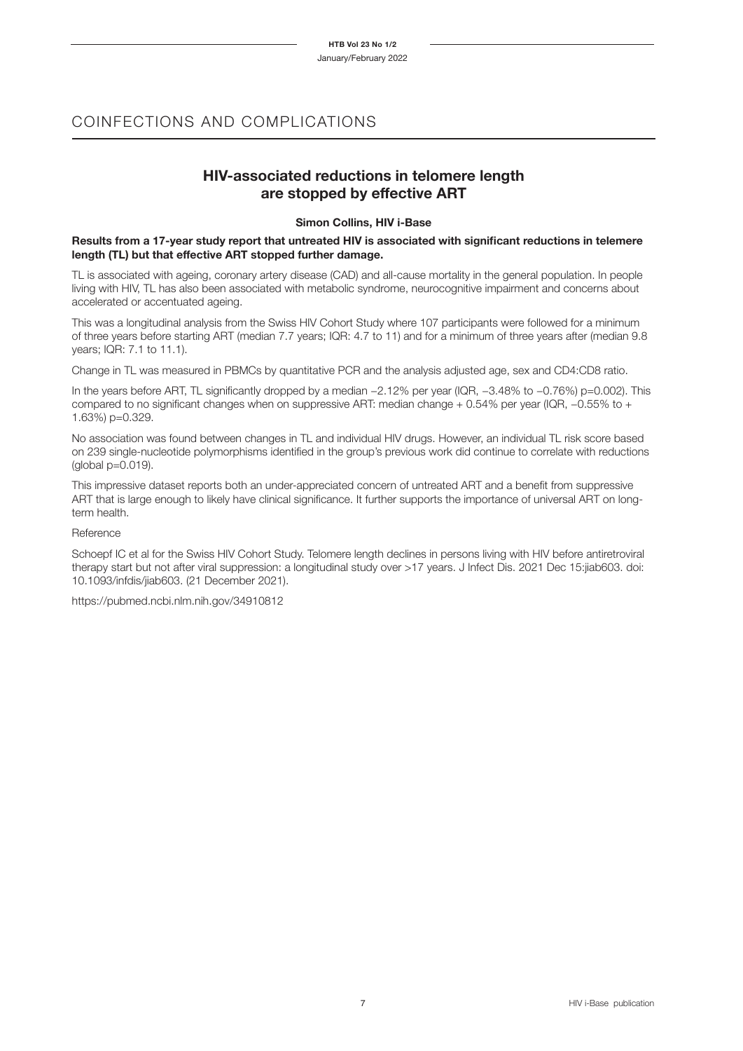# COINFECTIONS AND COMPLICATIONS

## HIV-associated reductions in telomere length are stopped by effective ART

**Simon Collins, HIV i-Base**

**Results from a 17-year study report that untreated HIV is associated with significant reductions in telemere length (TL) but that effective ART stopped further damage.**

TL is associated with ageing, coronary artery disease (CAD) and all-cause mortality in the general population. In people living with HIV, TL has also been associated with metabolic syndrome, neurocognitive impairment and concerns about accelerated or accentuated ageing.

This was a longitudinal analysis from the Swiss HIV Cohort Study where 107 participants were followed for a minimum of three years before starting ART (median 7.7 years; IQR: 4.7 to 11) and for a minimum of three years after (median 9.8 years; IQR: 7.1 to 11.1).

Change in TL was measured in PBMCs by quantitative PCR and the analysis adjusted age, sex and CD4:CD8 ratio.

In the years before ART, TL significantly dropped by a median −2.12% per year (IQR, −3.48% to −0.76%) p=0.002). This compared to no significant changes when on suppressive ART: median change + 0.54% per year (IQR, −0.55% to + 1.63%) p=0.329.

No association was found between changes in TL and individual HIV drugs. However, an individual TL risk score based on 239 single-nucleotide polymorphisms identified in the group's previous work did continue to correlate with reductions (global p=0.019).

This impressive dataset reports both an under-appreciated concern of untreated ART and a benefit from suppressive ART that is large enough to likely have clinical significance. It further supports the importance of universal ART on long-term health.

Reference

Schoepf IC et al for the Swiss HIV Cohort Study. Telomere length declines in persons living with HIV before antiretroviral therapy start but not after viral suppression: a longitudinal study over >17 years. J Infect Dis. 2021 Dec 15:jiab603. doi: 10.1093/infdis/jiab603. (21 December 2021).

https://pubmed.ncbi.nlm.nih.gov/34910812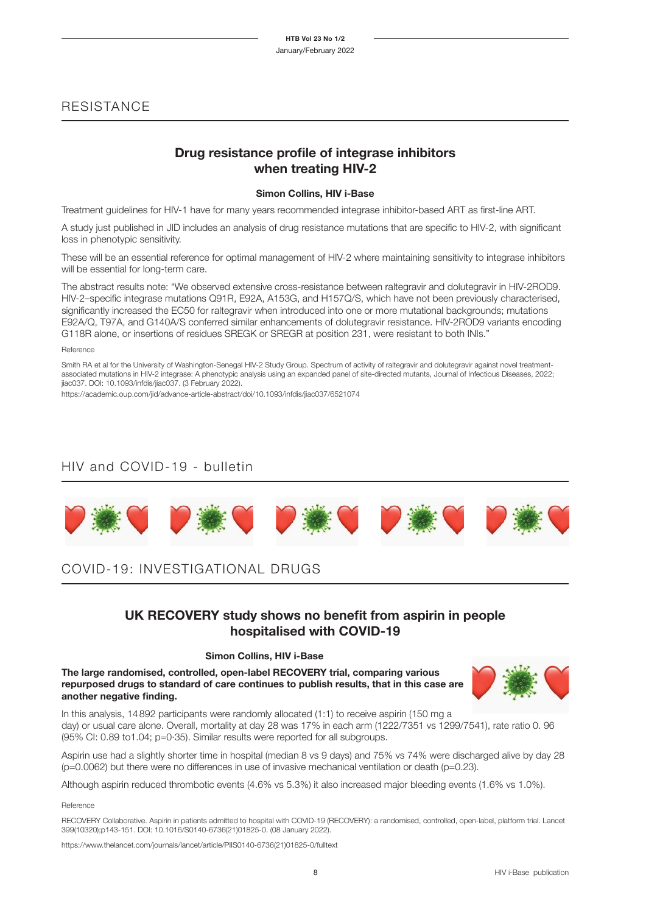# RESISTANCE

## Drug resistance profile of integrase inhibitors when treating HIV-2

**Simon Collins, HIV i-Base**

Treatment guidelines for HIV-1 have for many years recommended integrase inhibitor-based ART as first-line ART.

A study just published in JID includes an analysis of drug resistance mutations that are specific to HIV-2, with significant loss in phenotypic sensitivity.

These will be an essential reference for optimal management of HIV-2 where maintaining sensitivity to integrase inhibitors will be essential for long-term care.

The abstract results note: "We observed extensive cross-resistance between raltegravir and dolutegravir in HIV-2ROD9. HIV-2–specific integrase mutations Q91R, E92A, A153G, and H157Q/S, which have not been previously characterised, significantly increased the EC50 for raltegravir when introduced into one or more mutational backgrounds; mutations E92A/Q, T97A, and G140A/S conferred similar enhancements of dolutegravir resistance. HIV-2ROD9 variants encoding G118R alone, or insertions of residues SREGK or SREGR at position 231, were resistant to both INIs."

Reference

Smith RA et al for the University of Washington-Senegal HIV-2 Study Group. Spectrum of activity of raltegravir and dolutegravir against novel treatment-associated mutations in HIV-2 integrase: A phenotypic analysis using an expanded panel of site-directed mutants, Journal of Infectious Diseases, 2022; jiac037. DOI: 10.1093/infdis/jiac037. (3 February 2022).

https://academic.oup.com/jid/advance-article-abstract/doi/10.1093/infdis/jiac037/6521074

# HIV and COVID-19 - bulletin

# COVID-19: INVESTIGATIONAL DRUGS

## UK RECOVERY study shows no benefit from aspirin in people hospitalised with COVID-19

**Simon Collins, HIV i-Base**

**The large randomised, controlled, open-label RECOVERY trial, comparing various repurposed drugs to standard of care continues to publish results, that in this case are another negative finding.**

In this analysis, 14892 participants were randomly allocated (1:1) to receive aspirin (150 mg a day) or usual care alone. Overall, mortality at day 28 was 17% in each arm (1222/7351 vs 1299/7541), rate ratio 0. 96 (95% CI: 0.89 to1.04; p=0·35). Similar results were reported for all subgroups.

Aspirin use had a slightly shorter time in hospital (median 8 vs 9 days) and 75% vs 74% were discharged alive by day 28 (p=0.0062) but there were no differences in use of invasive mechanical ventilation or death (p=0.23).

Although aspirin reduced thrombotic events (4.6% vs 5.3%) it also increased major bleeding events (1.6% vs 1.0%).

Reference

RECOVERY Collaborative. Aspirin in patients admitted to hospital with COVID-19 (RECOVERY): a randomised, controlled, open-label, platform trial. Lancet 399(10320);p143-151. DOI: 10.1016/S0140-6736(21)01825-0. (08 January 2022).

https://www.thelancet.com/journals/lancet/article/PIIS0140-6736(21)01825-0/fulltext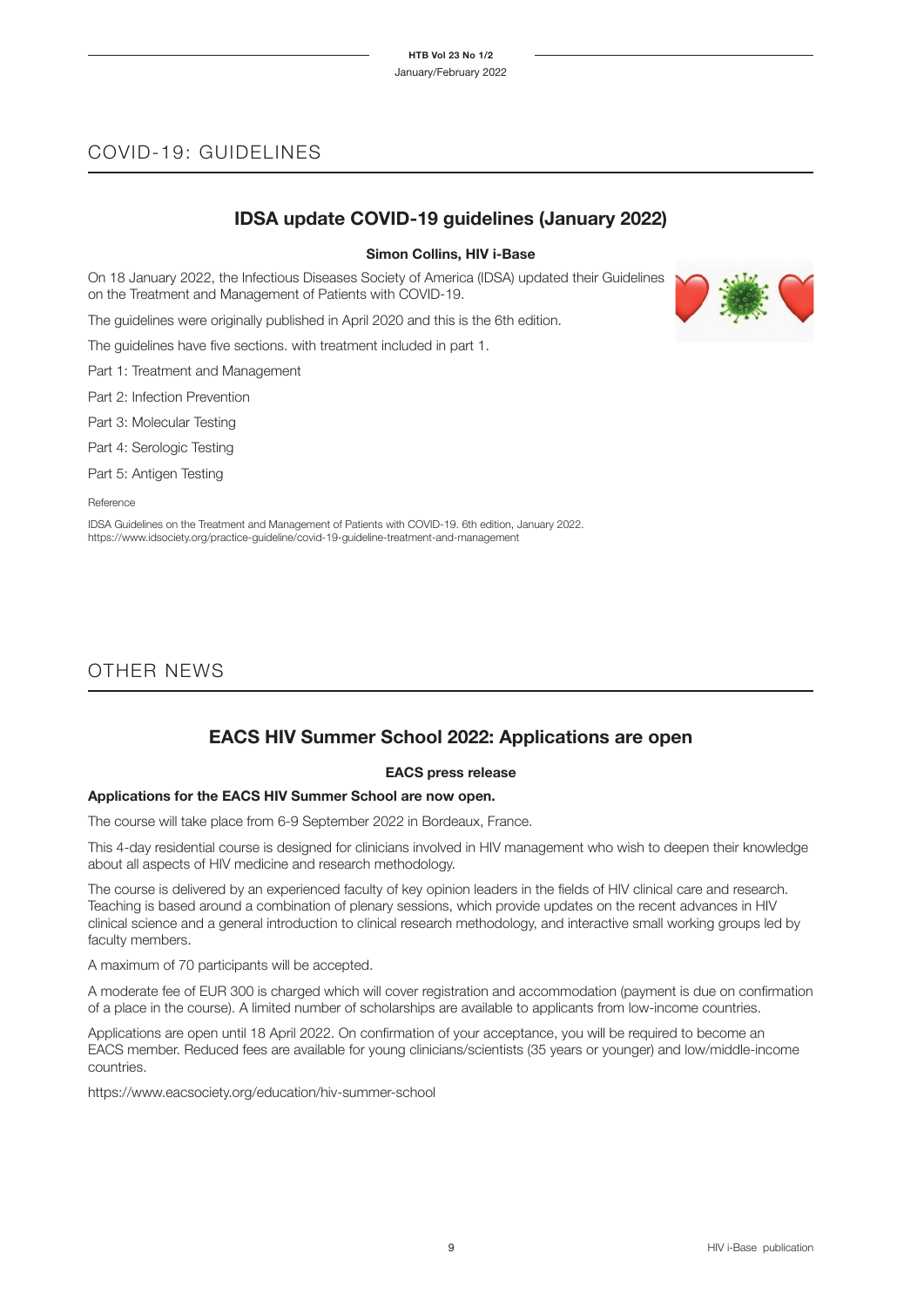# COVID-19: GUIDELINES

## IDSA update COVID-19 guidelines (January 2022)

**Simon Collins, HIV i-Base**

On 18 January 2022, the Infectious Diseases Society of America (IDSA) updated their Guidelines on the Treatment and Management of Patients with COVID-19.

The guidelines were originally published in April 2020 and this is the 6th edition.

The guidelines have five sections. with treatment included in part 1.

Part 1: Treatment and Management

Part 2: Infection Prevention

Part 3: Molecular Testing

Part 4: Serologic Testing

Part 5: Antigen Testing

Reference

IDSA Guidelines on the Treatment and Management of Patients with COVID-19. 6th edition, January 2022.
https://www.idsociety.org/practice-guideline/covid-19-guideline-treatment-and-management

# OTHER NEWS

## EACS HIV Summer School 2022: Applications are open

**EACS press release**

**Applications for the EACS HIV Summer School are now open.**

The course will take place from 6-9 September 2022 in Bordeaux, France.

This 4-day residential course is designed for clinicians involved in HIV management who wish to deepen their knowledge about all aspects of HIV medicine and research methodology.

The course is delivered by an experienced faculty of key opinion leaders in the fields of HIV clinical care and research. Teaching is based around a combination of plenary sessions, which provide updates on the recent advances in HIV clinical science and a general introduction to clinical research methodology, and interactive small working groups led by faculty members.

A maximum of 70 participants will be accepted.

A moderate fee of EUR 300 is charged which will cover registration and accommodation (payment is due on confirmation of a place in the course). A limited number of scholarships are available to applicants from low-income countries.

Applications are open until 18 April 2022. On confirmation of your acceptance, you will be required to become an EACS member. Reduced fees are available for young clinicians/scientists (35 years or younger) and low/middle-income countries.

https://www.eacsociety.org/education/hiv-summer-school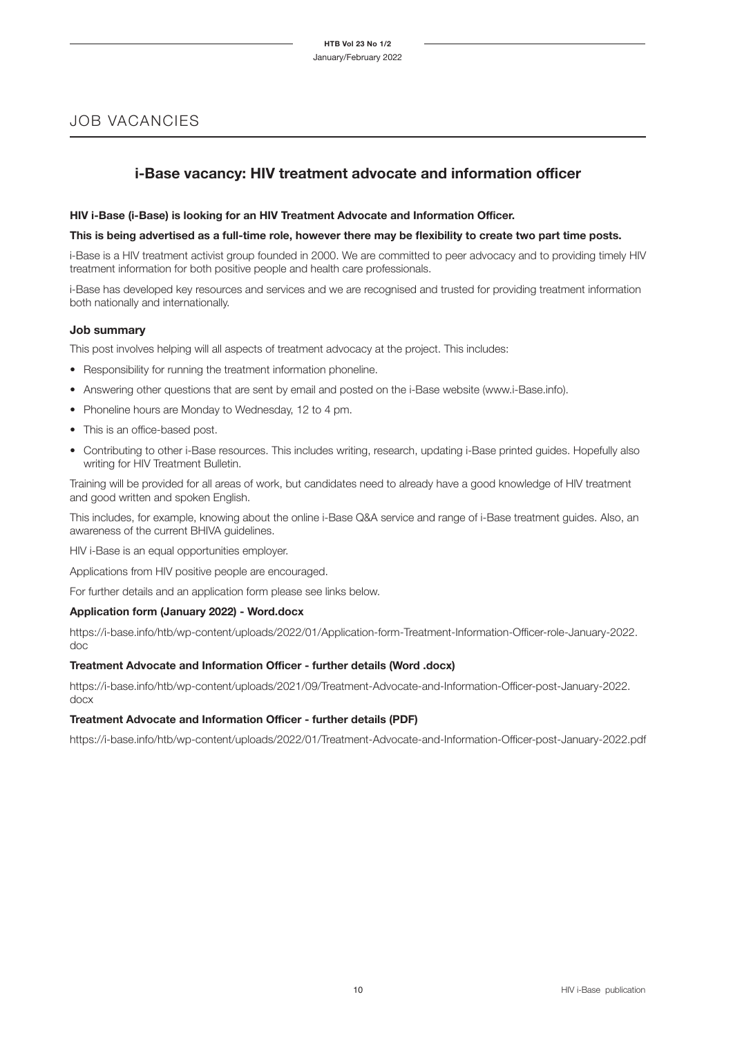# JOB VACANCIES

## i-Base vacancy: HIV treatment advocate and information officer

**HIV i-Base (i-Base) is looking for an HIV Treatment Advocate and Information Officer.**

**This is being advertised as a full-time role, however there may be flexibility to create two part time posts.**

i-Base is a HIV treatment activist group founded in 2000. We are committed to peer advocacy and to providing timely HIV treatment information for both positive people and health care professionals.

i-Base has developed key resources and services and we are recognised and trusted for providing treatment information both nationally and internationally.

### Job summary

This post involves helping will all aspects of treatment advocacy at the project. This includes:

- Responsibility for running the treatment information phoneline.
- Answering other questions that are sent by email and posted on the i-Base website (www.i-Base.info).
- Phoneline hours are Monday to Wednesday, 12 to 4 pm.
- This is an office-based post.
- Contributing to other i-Base resources. This includes writing, research, updating i-Base printed guides. Hopefully also writing for HIV Treatment Bulletin.

Training will be provided for all areas of work, but candidates need to already have a good knowledge of HIV treatment and good written and spoken English.

This includes, for example, knowing about the online i-Base Q&A service and range of i-Base treatment guides. Also, an awareness of the current BHIVA guidelines.

HIV i-Base is an equal opportunities employer.

Applications from HIV positive people are encouraged.

For further details and an application form please see links below.

**Application form (January 2022) - Word.docx**

https://i-base.info/htb/wp-content/uploads/2022/01/Application-form-Treatment-Information-Officer-role-January-2022.doc

**Treatment Advocate and Information Officer - further details (Word .docx)**

https://i-base.info/htb/wp-content/uploads/2021/09/Treatment-Advocate-and-Information-Officer-post-January-2022.docx

**Treatment Advocate and Information Officer - further details (PDF)**

https://i-base.info/htb/wp-content/uploads/2022/01/Treatment-Advocate-and-Information-Officer-post-January-2022.pdf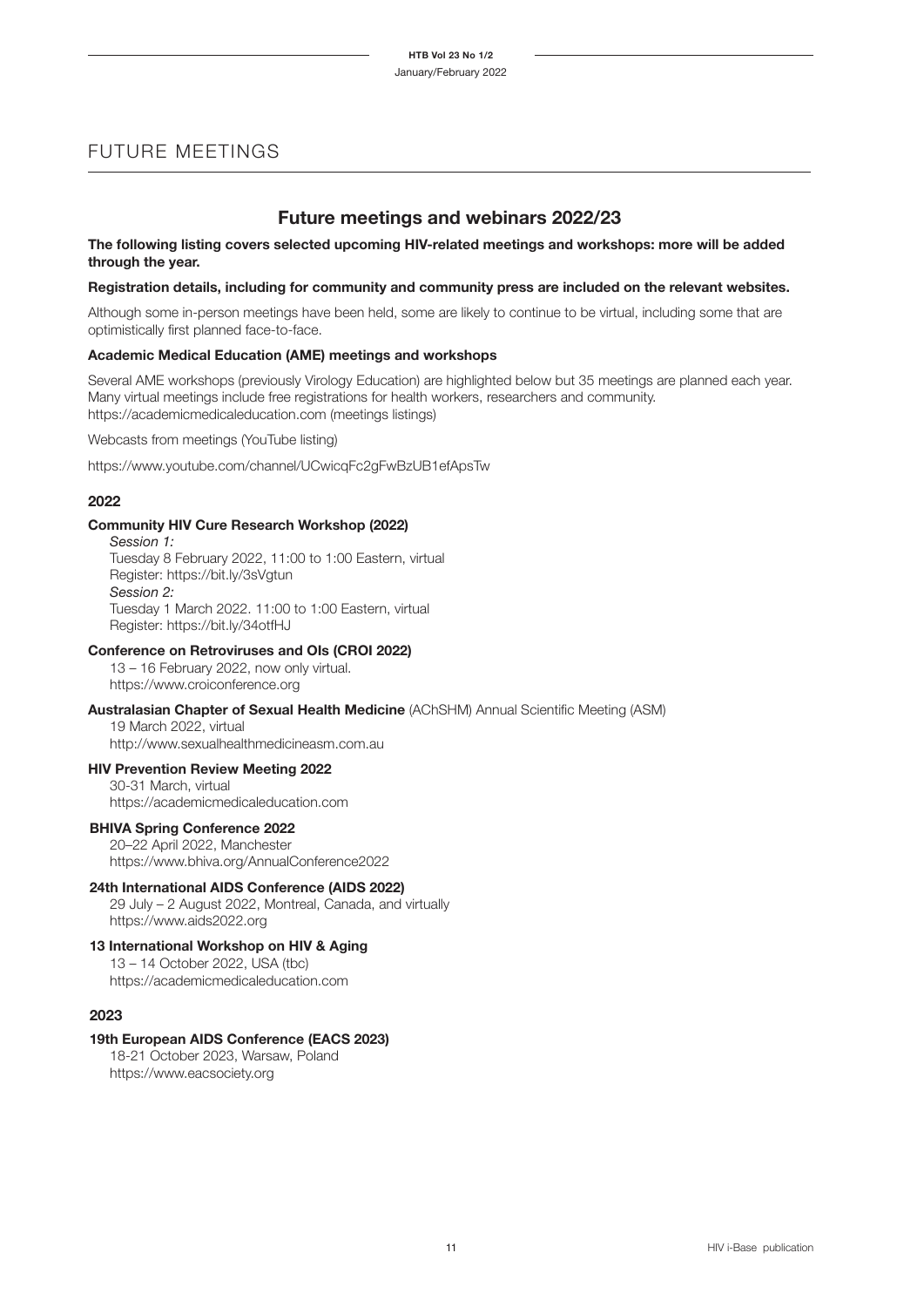# FUTURE MEETINGS

## Future meetings and webinars 2022/23

**The following listing covers selected upcoming HIV-related meetings and workshops: more will be added through the year.**

**Registration details, including for community and community press are included on the relevant websites.**

Although some in-person meetings have been held, some are likely to continue to be virtual, including some that are optimistically first planned face-to-face.

**Academic Medical Education (AME) meetings and workshops**

Several AME workshops (previously Virology Education) are highlighted below but 35 meetings are planned each year. Many virtual meetings include free registrations for health workers, researchers and community.
https://academicmedicaleducation.com (meetings listings)

Webcasts from meetings (YouTube listing)

https://www.youtube.com/channel/UCwicqFc2gFwBzUB1efApsTw

### 2022

**Community HIV Cure Research Workshop (2022)**

*Session 1:*
Tuesday 8 February 2022, 11:00 to 1:00 Eastern, virtual
Register: https://bit.ly/3sVgtun
*Session 2:*
Tuesday 1 March 2022. 11:00 to 1:00 Eastern, virtual
Register: https://bit.ly/34otfHJ

**Conference on Retroviruses and OIs (CROI 2022)**

13 – 16 February 2022, now only virtual.
https://www.croiconference.org

**Australasian Chapter of Sexual Health Medicine** (AChSHM) Annual Scientific Meeting (ASM)

19 March 2022, virtual
http://www.sexualhealthmedicineasm.com.au

**HIV Prevention Review Meeting 2022**

30-31 March, virtual
https://academicmedicaleducation.com

**BHIVA Spring Conference 2022**

20–22 April 2022, Manchester
https://www.bhiva.org/AnnualConference2022

**24th International AIDS Conference (AIDS 2022)**

29 July – 2 August 2022, Montreal, Canada, and virtually
https://www.aids2022.org

**13 International Workshop on HIV & Aging**

13 – 14 October 2022, USA (tbc)
https://academicmedicaleducation.com

### 2023

**19th European AIDS Conference (EACS 2023)**

18-21 October 2023, Warsaw, Poland
https://www.eacsociety.org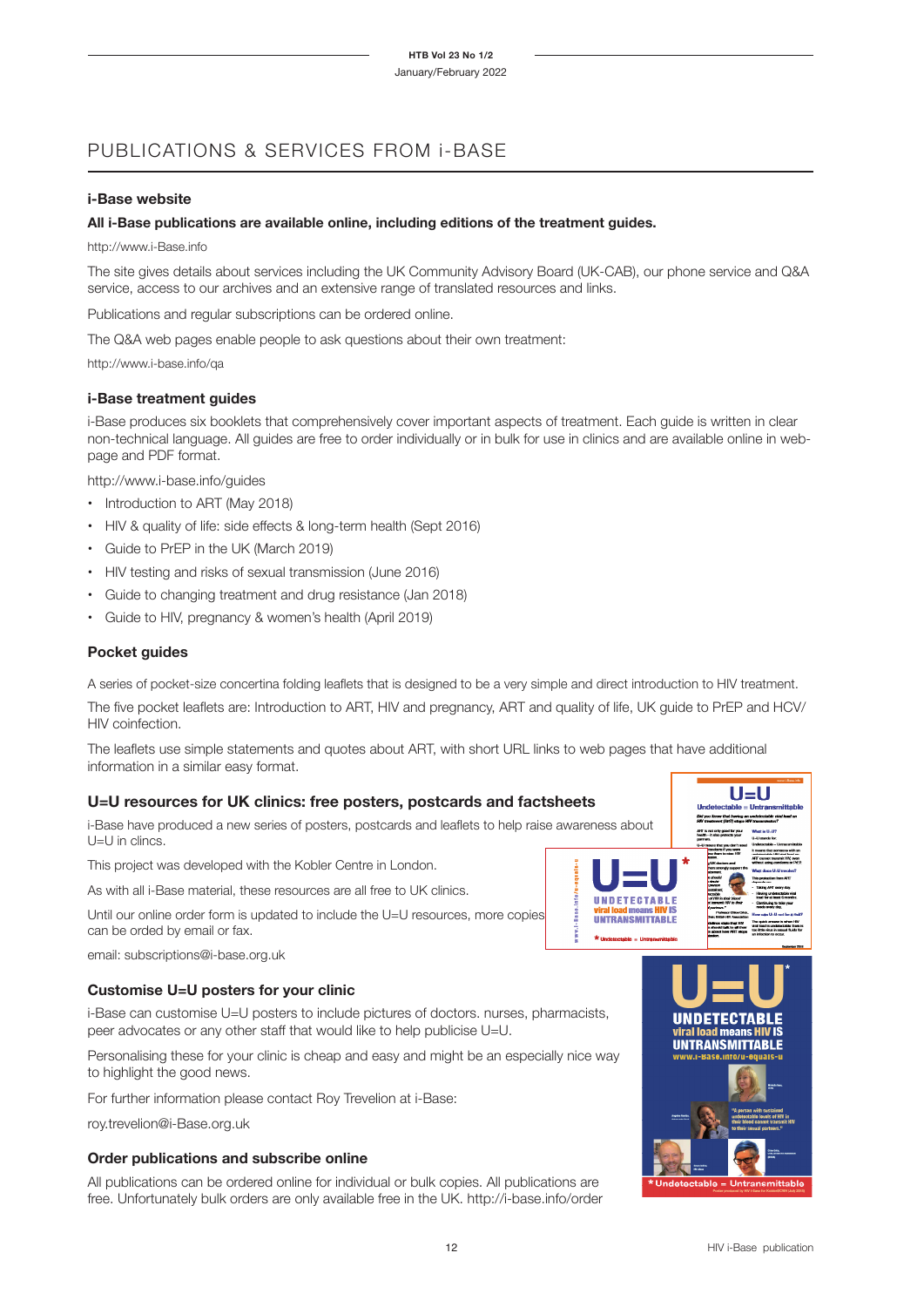# PUBLICATIONS & SERVICES FROM i-BASE

### i-Base website

**All i-Base publications are available online, including editions of the treatment guides.**

http://www.i-Base.info

The site gives details about services including the UK Community Advisory Board (UK-CAB), our phone service and Q&A service, access to our archives and an extensive range of translated resources and links.

Publications and regular subscriptions can be ordered online.

The Q&A web pages enable people to ask questions about their own treatment:

http://www.i-base.info/qa

### i-Base treatment guides

i-Base produces six booklets that comprehensively cover important aspects of treatment. Each guide is written in clear non-technical language. All guides are free to order individually or in bulk for use in clinics and are available online in web-page and PDF format.

http://www.i-base.info/guides

- Introduction to ART (May 2018)
- HIV & quality of life: side effects & long-term health (Sept 2016)
- Guide to PrEP in the UK (March 2019)
- HIV testing and risks of sexual transmission (June 2016)
- Guide to changing treatment and drug resistance (Jan 2018)
- Guide to HIV, pregnancy & women's health (April 2019)

### Pocket guides

A series of pocket-size concertina folding leaflets that is designed to be a very simple and direct introduction to HIV treatment.

The five pocket leaflets are: Introduction to ART, HIV and pregnancy, ART and quality of life, UK guide to PrEP and HCV/HIV coinfection.

The leaflets use simple statements and quotes about ART, with short URL links to web pages that have additional information in a similar easy format.

### U=U resources for UK clinics: free posters, postcards and factsheets

i-Base have produced a new series of posters, postcards and leaflets to help raise awareness about U=U in clincs.

This project was developed with the Kobler Centre in London.

As with all i-Base material, these resources are all free to UK clinics.

Until our online order form is updated to include the U=U resources, more copies can be orded by email or fax.

email: subscriptions@i-base.org.uk

### Customise U=U posters for your clinic

i-Base can customise U=U posters to include pictures of doctors. nurses, pharmacists, peer advocates or any other staff that would like to help publicise U=U.

Personalising these for your clinic is cheap and easy and might be an especially nice way to highlight the good news.

For further information please contact Roy Trevelion at i-Base:

roy.trevelion@i-Base.org.uk

### Order publications and subscribe online

All publications can be ordered online for individual or bulk copies. All publications are free. Unfortunately bulk orders are only available free in the UK. http://i-base.info/order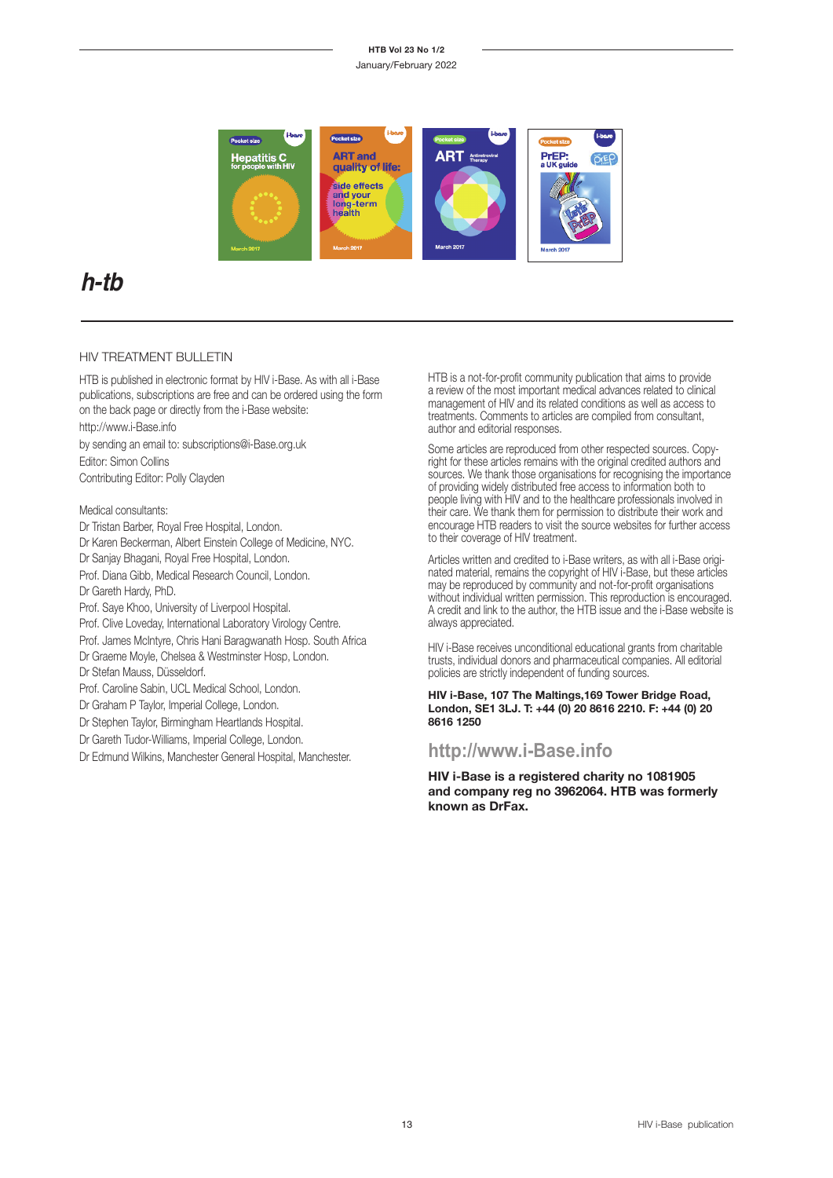# h-tb

## HIV TREATMENT BULLETIN

HTB is published in electronic format by HIV i-Base. As with all i-Base publications, subscriptions are free and can be ordered using the form on the back page or directly from the i-Base website:

http://www.i-Base.info

by sending an email to: subscriptions@i-Base.org.uk

Editor: Simon Collins

Contributing Editor: Polly Clayden

Medical consultants:

Dr Tristan Barber, Royal Free Hospital, London.
Dr Karen Beckerman, Albert Einstein College of Medicine, NYC.
Dr Sanjay Bhagani, Royal Free Hospital, London.
Prof. Diana Gibb, Medical Research Council, London.
Dr Gareth Hardy, PhD.
Prof. Saye Khoo, University of Liverpool Hospital.
Prof. Clive Loveday, International Laboratory Virology Centre.
Prof. James McIntyre, Chris Hani Baragwanath Hosp. South Africa
Dr Graeme Moyle, Chelsea & Westminster Hosp, London.
Dr Stefan Mauss, Düsseldorf.
Prof. Caroline Sabin, UCL Medical School, London.
Dr Graham P Taylor, Imperial College, London.
Dr Stephen Taylor, Birmingham Heartlands Hospital.
Dr Gareth Tudor-Williams, Imperial College, London.
Dr Edmund Wilkins, Manchester General Hospital, Manchester.

HTB is a not-for-profit community publication that aims to provide a review of the most important medical advances related to clinical management of HIV and its related conditions as well as access to treatments. Comments to articles are compiled from consultant, author and editorial responses.

Some articles are reproduced from other respected sources. Copyright for these articles remains with the original credited authors and sources. We thank those organisations for recognising the importance of providing widely distributed free access to information both to people living with HIV and to the healthcare professionals involved in their care. We thank them for permission to distribute their work and encourage HTB readers to visit the source websites for further access to their coverage of HIV treatment.

Articles written and credited to i-Base writers, as with all i-Base originated material, remains the copyright of HIV i-Base, but these articles may be reproduced by community and not-for-profit organisations without individual written permission. This reproduction is encouraged. A credit and link to the author, the HTB issue and the i-Base website is always appreciated.

HIV i-Base receives unconditional educational grants from charitable trusts, individual donors and pharmaceutical companies. All editorial policies are strictly independent of funding sources.

**HIV i-Base, 107 The Maltings,169 Tower Bridge Road, London, SE1 3LJ. T: +44 (0) 20 8616 2210. F: +44 (0) 20 8616 1250**

**http://www.i-Base.info**

**HIV i-Base is a registered charity no 1081905 and company reg no 3962064. HTB was formerly known as DrFax.**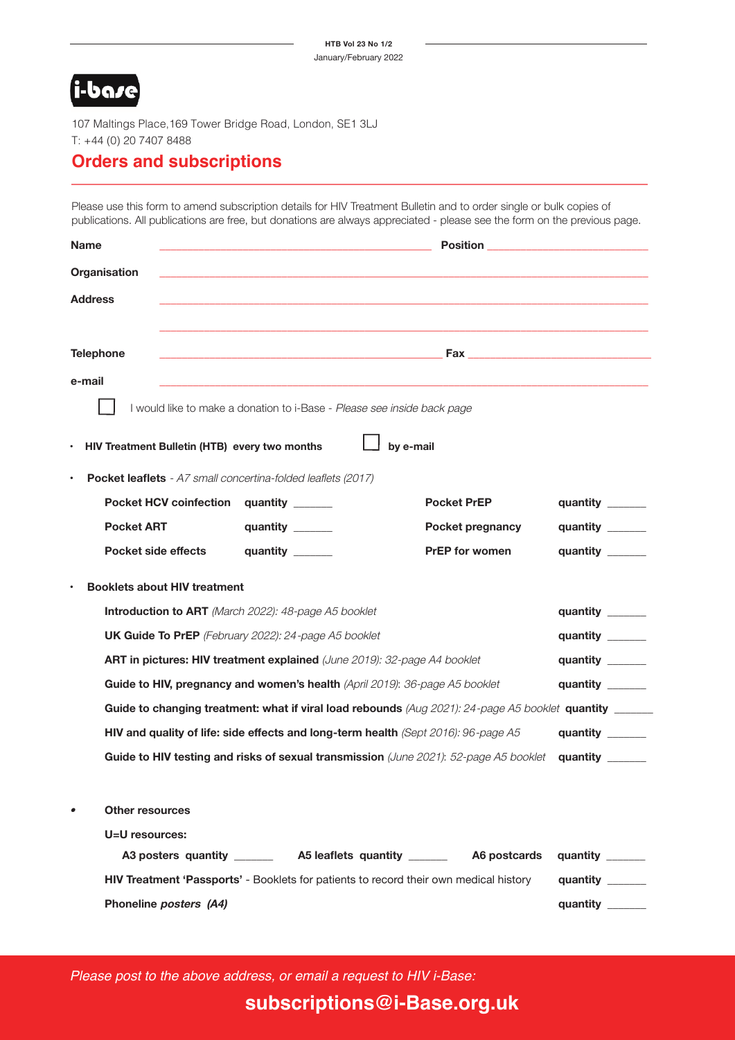**i-base**

107 Maltings Place, 169 Tower Bridge Road, London, SE1 3LJ
T: +44 (0) 20 7407 8488

## Orders and subscriptions

Please use this form to amend subscription details for HIV Treatment Bulletin and to order single or bulk copies of publications. All publications are free, but donations are always appreciated - please see the form on the previous page.

**Name** ________________________________ **Position** ____________________

**Organisation** ________________________________________________

**Address** ________________________________________________

________________________________________________

**Telephone** ________________________________ **Fax** ____________________

**e-mail** ________________________________________________

☐ I would like to make a donation to i-Base - *Please see inside back page*

- **HIV Treatment Bulletin (HTB) every two months** ☐ **by e-mail**

- **Pocket leaflets** - *A7 small concertina-folded leaflets (2017)*

  **Pocket HCV coinfection** quantity ______ **Pocket PrEP** quantity ______

  **Pocket ART** quantity ______ **Pocket pregnancy** quantity ______

  **Pocket side effects** quantity ______ **PrEP for women** quantity ______

- **Booklets about HIV treatment**

  **Introduction to ART** *(March 2022): 48-page A5 booklet* quantity ______

  **UK Guide To PrEP** *(February 2022): 24-page A5 booklet* quantity ______

  **ART in pictures: HIV treatment explained** *(June 2019): 32-page A4 booklet* quantity ______

  **Guide to HIV, pregnancy and women's health** *(April 2019): 36-page A5 booklet* quantity ______

  **Guide to changing treatment: what if viral load rebounds** *(Aug 2021): 24-page A5 booklet* **quantity** ______

  **HIV and quality of life: side effects and long-term health** *(Sept 2016): 96-page A5* quantity ______

  **Guide to HIV testing and risks of sexual transmission** *(June 2021): 52-page A5 booklet* quantity ______

- **Other resources**

  **U=U resources:**

  **A3 posters quantity** ______ **A5 leaflets quantity** ______ **A6 postcards** quantity ______

  **HIV Treatment 'Passports'** - Booklets for patients to record their own medical history quantity ______

  **Phoneline** ***posters (A4)*** quantity ______

*Please post to the above address, or email a request to HIV i-Base:*

**subscriptions@i-Base.org.uk**